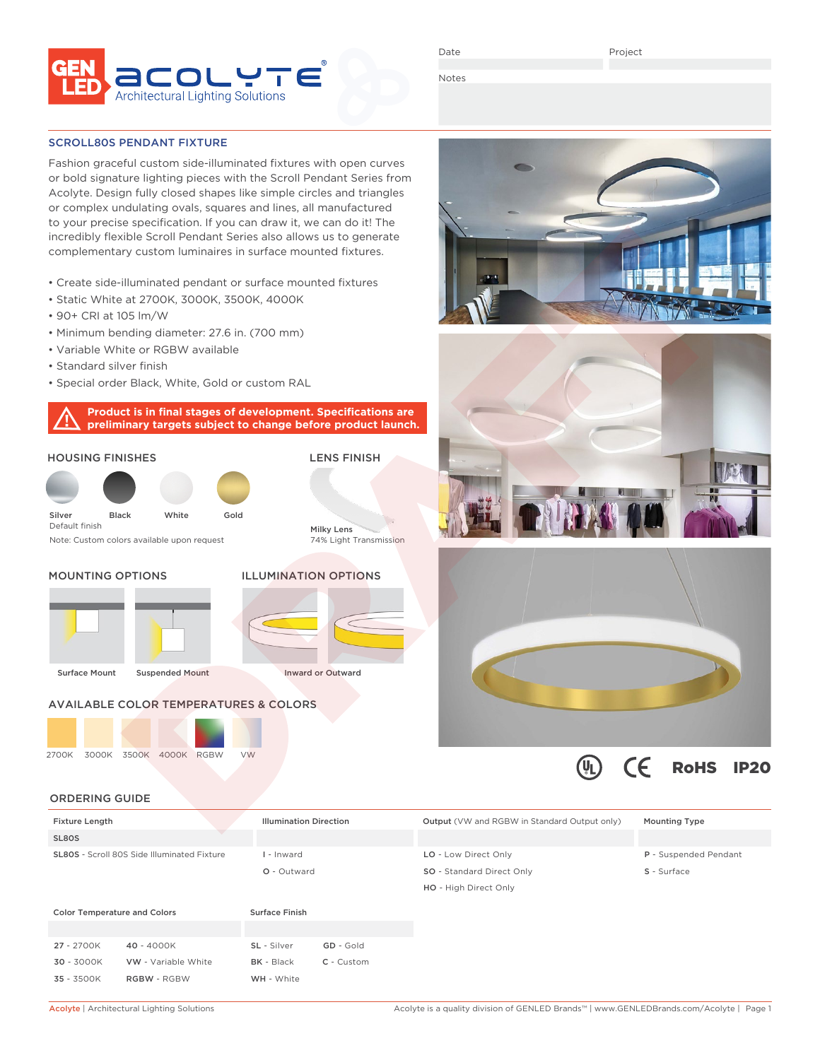Date

Project

Notes

## SCROLL80S PENDANT FIXTURE

Fashion graceful custom side-illuminated fixtures with open curves or bold signature lighting pieces with the Scroll Pendant Series from Acolyte. Design fully closed shapes like simple circles and triangles or complex undulating ovals, squares and lines, all manufactured to your precise specification. If you can draw it, we can do it! The incredibly flexible Scroll Pendant Series also allows us to generate complementary custom luminaires in surface mounted fixtures.

- Create side-illuminated pendant or surface mounted fixtures
- Static White at 2700K, 3000K, 3500K, 4000K
- 90+ CRI at 105 lm/W
- Minimum bending diameter: 27.6 in. (700 mm)
- Variable White or RGBW available
- Standard silver finish
- Special order Black, White, Gold or custom RAL

**Product is in final stages of development. Specifications are preliminary targets subject to change before product launch.**

### HOUSING FINISHES

Silver (Default finish) | Black | White | Gold

Note: Custom colors available upon request

### LENS FINISH

Milky Lens
74% Light Transmission

### MOUNTING OPTIONS

Surface Mount | Suspended Mount

### ILLUMINATION OPTIONS

Inward or Outward

### AVAILABLE COLOR TEMPERATURES & COLORS

2700K | 3000K | 3500K | 4000K | RGBW | VW

UL | CE | RoHS | IP20

## ORDERING GUIDE

| Fixture Length | Illumination Direction | Output (VW and RGBW in Standard Output only) | Mounting Type |
|---|---|---|---|
| SL80S | | | |
| **SL80S** - Scroll 80S Side Illuminated Fixture | **I** - Inward | **LO** - Low Direct Only | **P** - Suspended Pendant |
| | **O** - Outward | **SO** - Standard Direct Only | **S** - Surface |
| | | **HO** - High Direct Only | |

| Color Temperature and Colors | | Surface Finish | |
|---|---|---|---|
| **27** - 2700K | **40** - 4000K | **SL** - Silver | **GD** - Gold |
| **30** - 3000K | **VW** - Variable White | **BK** - Black | **C** - Custom |
| **35** - 3500K | **RGBW** - RGBW | **WH** - White | |

Acolyte | Architectural Lighting Solutions — Acolyte is a quality division of GENLED Brands™ | www.GENLEDBrands.com/Acolyte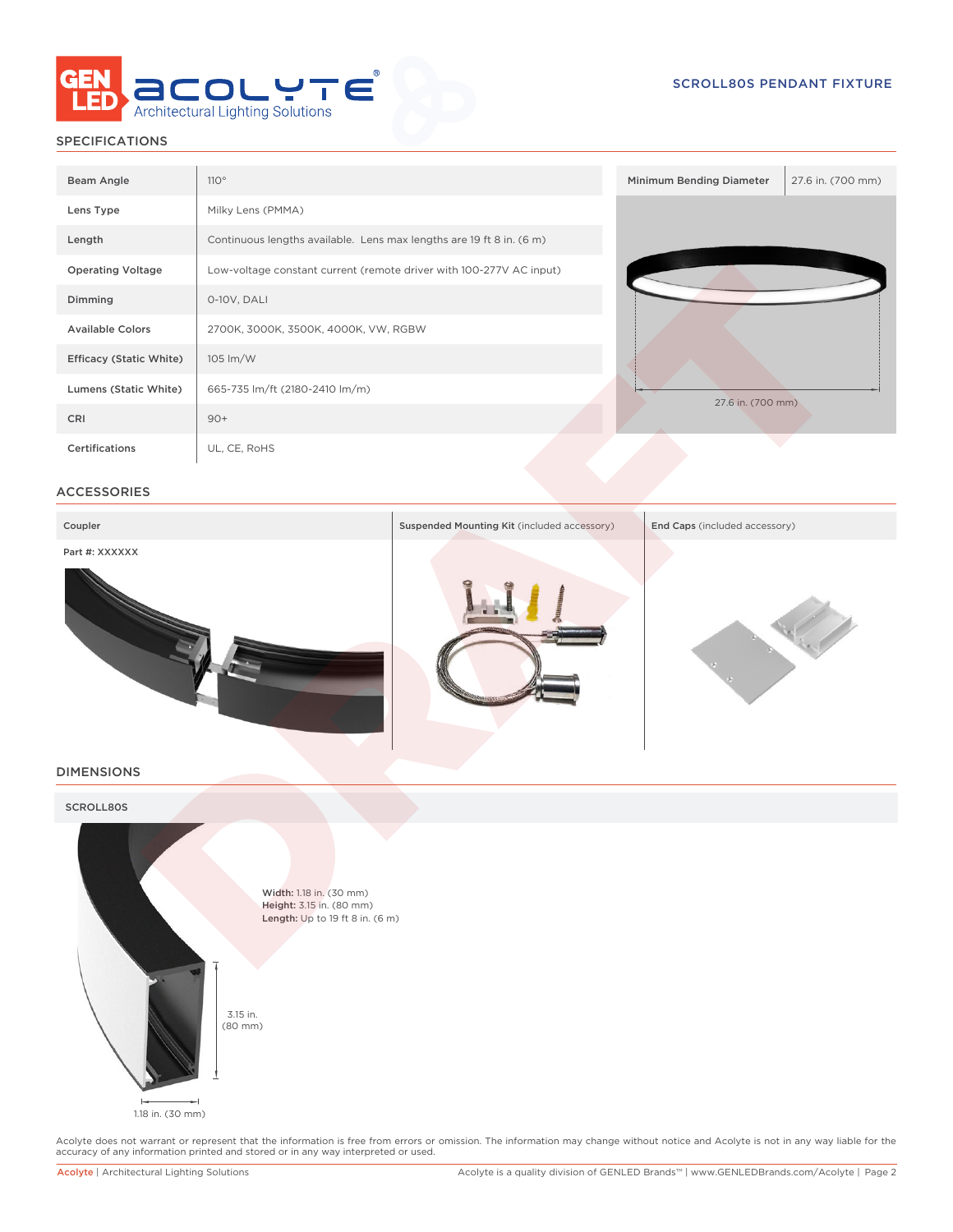## SCROLL80S PENDANT FIXTURE

### SPECIFICATIONS

| | |
|---|---|
| Beam Angle | 110° |
| Lens Type | Milky Lens (PMMA) |
| Length | Continuous lengths available. Lens max lengths are 19 ft 8 in. (6 m) |
| Operating Voltage | Low-voltage constant current (remote driver with 100-277V AC input) |
| Dimming | 0-10V, DALI |
| Available Colors | 2700K, 3000K, 3500K, 4000K, VW, RGBW |
| Efficacy (Static White) | 105 lm/W |
| Lumens (Static White) | 665-735 lm/ft (2180-2410 lm/m) |
| CRI | 90+ |
| Certifications | UL, CE, RoHS |

| Minimum Bending Diameter | 27.6 in. (700 mm) |
|---|---|

27.6 in. (700 mm)

### ACCESSORIES

| Coupler | Suspended Mounting Kit (included accessory) | End Caps (included accessory) |
|---|---|---|
| Part #: XXXXXX | | |

### DIMENSIONS

**SCROLL80S**

**Width:** 1.18 in. (30 mm)
**Height:** 3.15 in. (80 mm)
**Length:** Up to 19 ft 8 in. (6 m)

3.15 in. (80 mm)

1.18 in. (30 mm)

Acolyte does not warrant or represent that the information is free from errors or omission. The information may change without notice and Acolyte is not in any way liable for the accuracy of any information printed and stored or in any way interpreted or used.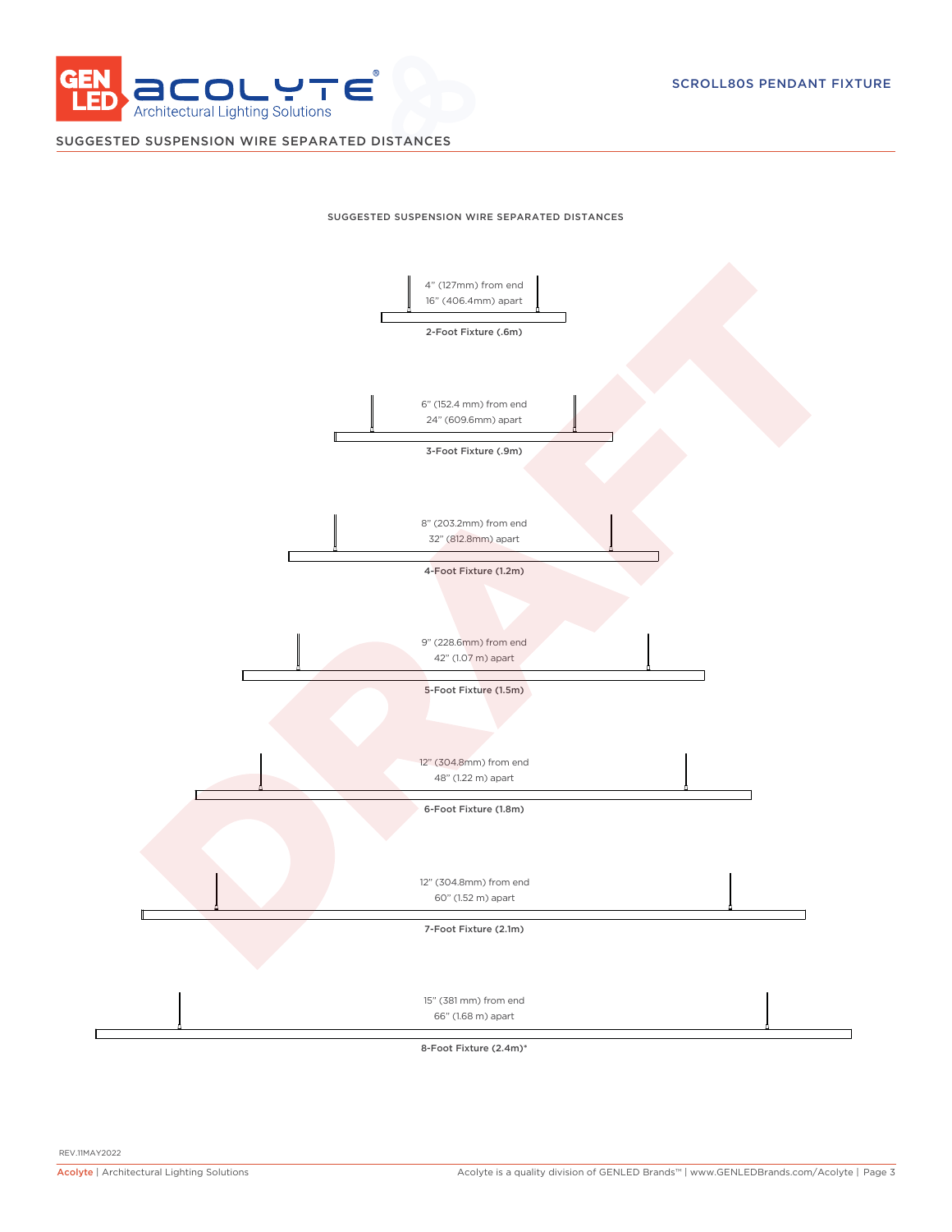## SUGGESTED SUSPENSION WIRE SEPARATED DISTANCES

SUGGESTED SUSPENSION WIRE SEPARATED DISTANCES

4” (127mm) from end
16” (406.4mm) apart

**2-Foot Fixture (.6m)**

6” (152.4 mm) from end
24” (609.6mm) apart

**3-Foot Fixture (.9m)**

8” (203.2mm) from end
32” (812.8mm) apart

**4-Foot Fixture (1.2m)**

9” (228.6mm) from end
42” (1.07 m) apart

**5-Foot Fixture (1.5m)**

12” (304.8mm) from end
48” (1.22 m) apart

**6-Foot Fixture (1.8m)**

12” (304.8mm) from end
60” (1.52 m) apart

**7-Foot Fixture (2.1m)**

15” (381 mm) from end
66” (1.68 m) apart

**8-Foot Fixture (2.4m)***

DRAFT

REV.11MAY2022